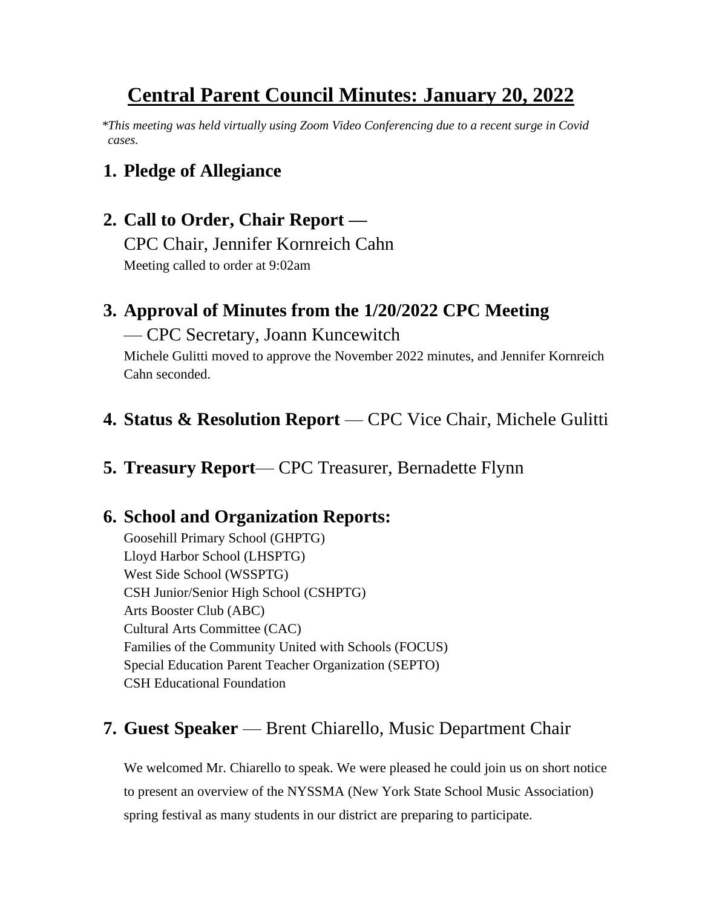# Central Parent Council Minutes: January 20, 2022

**This meeting was held virtually using Zoom Video Conferencing due to a recent surge in Covid cases.*

## 1. Pledge of Allegiance

## 2. Call to Order, Chair Report —

CPC Chair, Jennifer Kornreich Cahn

Meeting called to order at 9:02am

## 3. Approval of Minutes from the 1/20/2022 CPC Meeting

— CPC Secretary, Joann Kuncewitch

Michele Gulitti moved to approve the November 2022 minutes, and Jennifer Kornreich Cahn seconded.

## 4. Status & Resolution Report — CPC Vice Chair, Michele Gulitti

## 5. Treasury Report— CPC Treasurer, Bernadette Flynn

## 6. School and Organization Reports:

Goosehill Primary School (GHPTG)
Lloyd Harbor School (LHSPTG)
West Side School (WSSPTG)
CSH Junior/Senior High School (CSHPTG)
Arts Booster Club (ABC)
Cultural Arts Committee (CAC)
Families of the Community United with Schools (FOCUS)
Special Education Parent Teacher Organization (SEPTO)
CSH Educational Foundation

## 7. Guest Speaker — Brent Chiarello, Music Department Chair

We welcomed Mr. Chiarello to speak. We were pleased he could join us on short notice to present an overview of the NYSSMA (New York State School Music Association) spring festival as many students in our district are preparing to participate.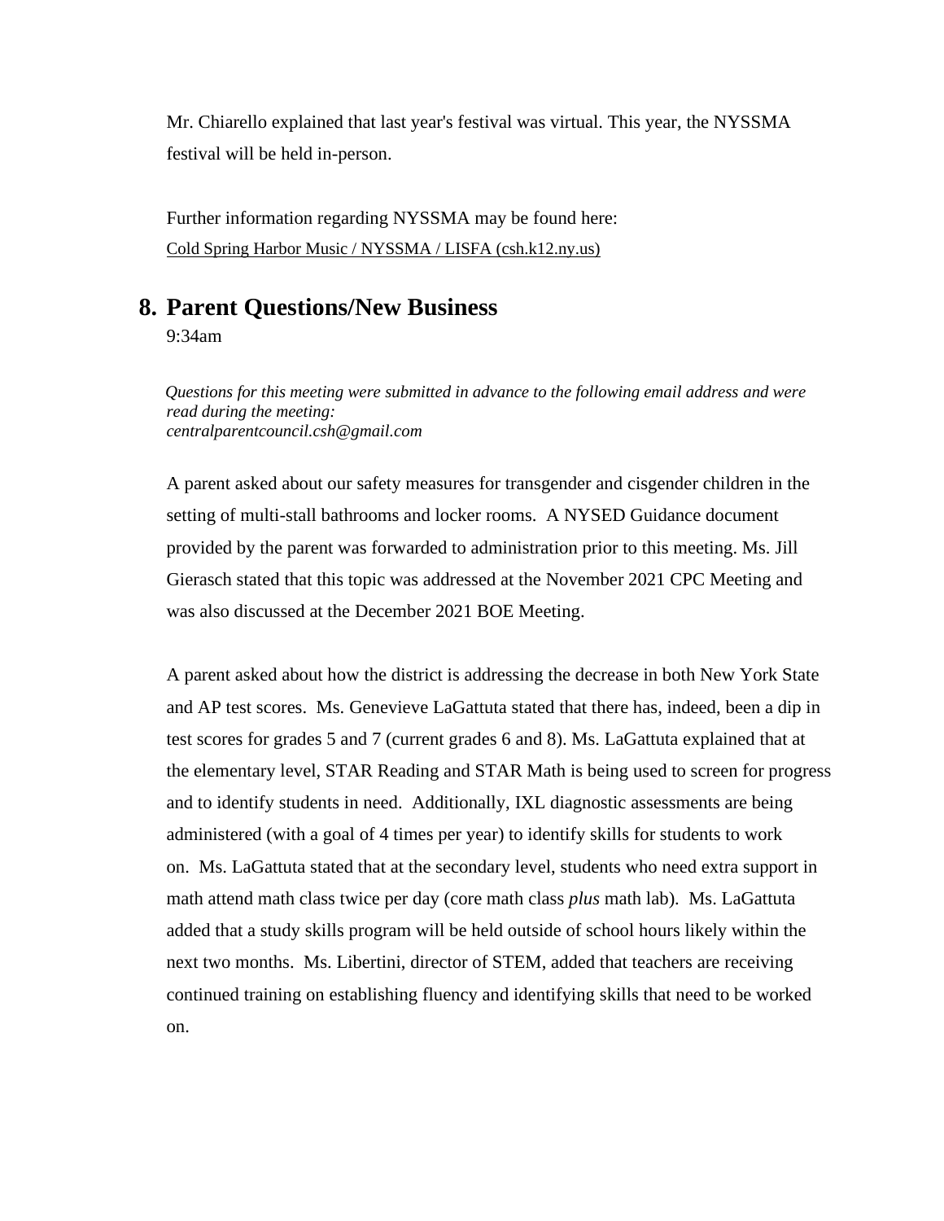Mr. Chiarello explained that last year's festival was virtual. This year, the NYSSMA festival will be held in-person.

Further information regarding NYSSMA may be found here:
Cold Spring Harbor Music / NYSSMA / LISFA (csh.k12.ny.us)

## 8. Parent Questions/New Business

9:34am

*Questions for this meeting were submitted in advance to the following email address and were read during the meeting:*
*centralparentcouncil.csh@gmail.com*

A parent asked about our safety measures for transgender and cisgender children in the setting of multi-stall bathrooms and locker rooms. A NYSED Guidance document provided by the parent was forwarded to administration prior to this meeting. Ms. Jill Gierasch stated that this topic was addressed at the November 2021 CPC Meeting and was also discussed at the December 2021 BOE Meeting.

A parent asked about how the district is addressing the decrease in both New York State and AP test scores. Ms. Genevieve LaGattuta stated that there has, indeed, been a dip in test scores for grades 5 and 7 (current grades 6 and 8). Ms. LaGattuta explained that at the elementary level, STAR Reading and STAR Math is being used to screen for progress and to identify students in need. Additionally, IXL diagnostic assessments are being administered (with a goal of 4 times per year) to identify skills for students to work on. Ms. LaGattuta stated that at the secondary level, students who need extra support in math attend math class twice per day (core math class *plus* math lab). Ms. LaGattuta added that a study skills program will be held outside of school hours likely within the next two months. Ms. Libertini, director of STEM, added that teachers are receiving continued training on establishing fluency and identifying skills that need to be worked on.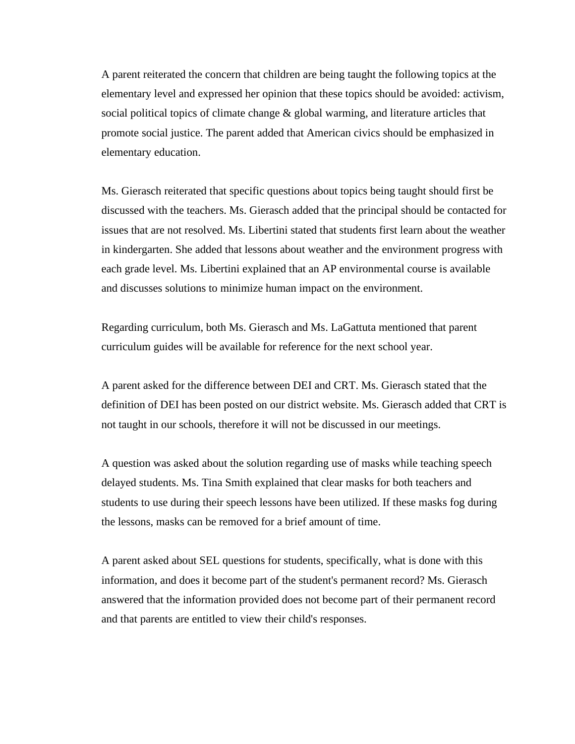A parent reiterated the concern that children are being taught the following topics at the elementary level and expressed her opinion that these topics should be avoided: activism, social political topics of climate change & global warming, and literature articles that promote social justice. The parent added that American civics should be emphasized in elementary education.

Ms. Gierasch reiterated that specific questions about topics being taught should first be discussed with the teachers. Ms. Gierasch added that the principal should be contacted for issues that are not resolved. Ms. Libertini stated that students first learn about the weather in kindergarten. She added that lessons about weather and the environment progress with each grade level. Ms. Libertini explained that an AP environmental course is available and discusses solutions to minimize human impact on the environment.

Regarding curriculum, both Ms. Gierasch and Ms. LaGattuta mentioned that parent curriculum guides will be available for reference for the next school year.

A parent asked for the difference between DEI and CRT. Ms. Gierasch stated that the definition of DEI has been posted on our district website. Ms. Gierasch added that CRT is not taught in our schools, therefore it will not be discussed in our meetings.

A question was asked about the solution regarding use of masks while teaching speech delayed students. Ms. Tina Smith explained that clear masks for both teachers and students to use during their speech lessons have been utilized. If these masks fog during the lessons, masks can be removed for a brief amount of time.

A parent asked about SEL questions for students, specifically, what is done with this information, and does it become part of the student's permanent record? Ms. Gierasch answered that the information provided does not become part of their permanent record and that parents are entitled to view their child's responses.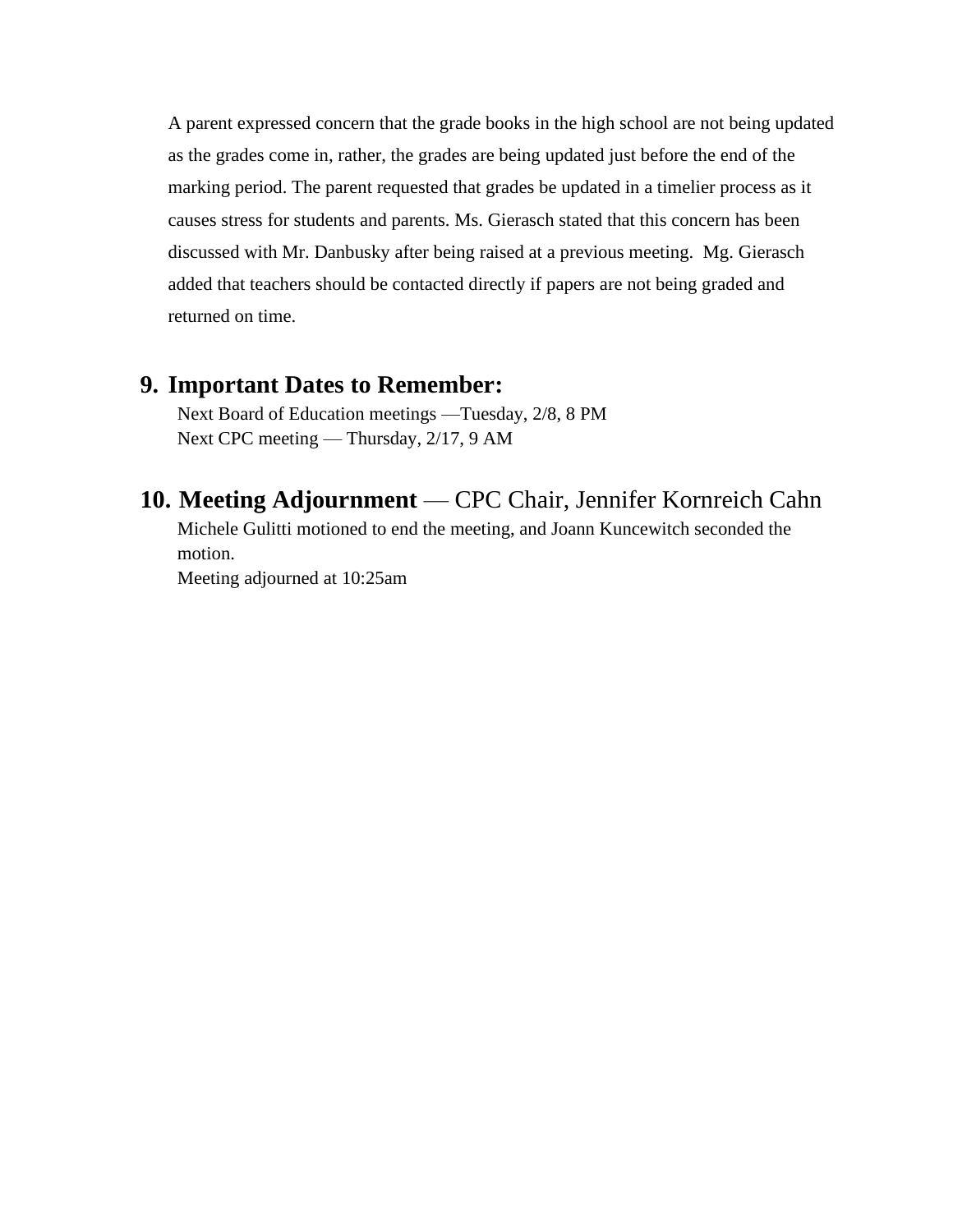A parent expressed concern that the grade books in the high school are not being updated as the grades come in, rather, the grades are being updated just before the end of the marking period. The parent requested that grades be updated in a timelier process as it causes stress for students and parents. Ms. Gierasch stated that this concern has been discussed with Mr. Danbusky after being raised at a previous meeting. Mg. Gierasch added that teachers should be contacted directly if papers are not being graded and returned on time.

## 9. Important Dates to Remember:

Next Board of Education meetings —Tuesday, 2/8, 8 PM
Next CPC meeting — Thursday, 2/17, 9 AM

## 10. Meeting Adjournment — CPC Chair, Jennifer Kornreich Cahn

Michele Gulitti motioned to end the meeting, and Joann Kuncewitch seconded the motion.
Meeting adjourned at 10:25am